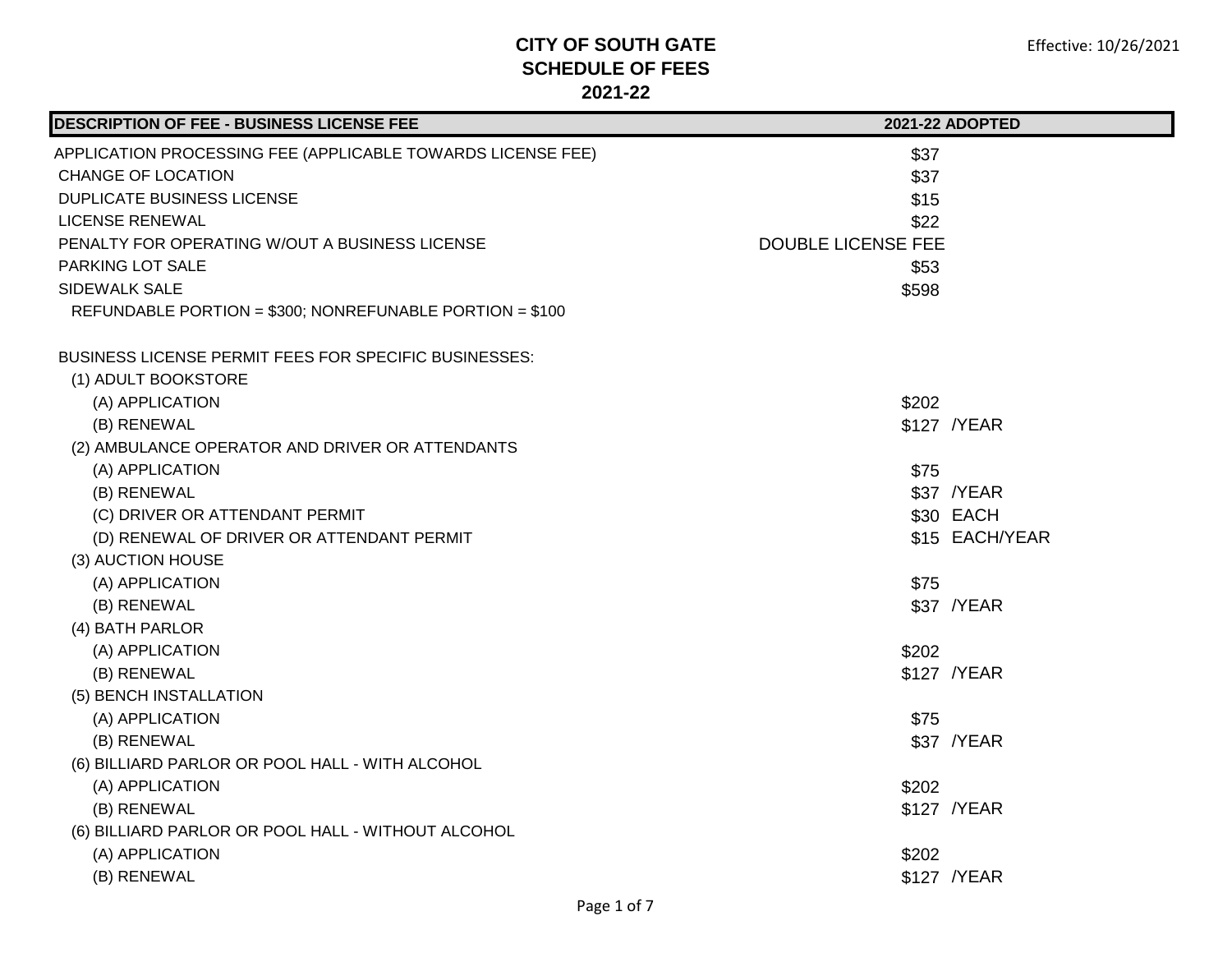# CITY OF SOUTH GATE
## SCHEDULE OF FEES
## 2021-22

Effective: 10/26/2021

| DESCRIPTION OF FEE - BUSINESS LICENSE FEE | 2021-22 ADOPTED | |
|---|---|---|
| APPLICATION PROCESSING FEE (APPLICABLE TOWARDS LICENSE FEE) | $37 | |
| CHANGE OF LOCATION | $37 | |
| DUPLICATE BUSINESS LICENSE | $15 | |
| LICENSE RENEWAL | $22 | |
| PENALTY FOR OPERATING W/OUT A BUSINESS LICENSE | DOUBLE LICENSE FEE | |
| PARKING LOT SALE | $53 | |
| SIDEWALK SALE | $598 | |
| REFUNDABLE PORTION = $300; NONREFUNABLE PORTION = $100 | | |
| | | |
| BUSINESS LICENSE PERMIT FEES FOR SPECIFIC BUSINESSES: | | |
| (1) ADULT BOOKSTORE | | |
| (A) APPLICATION | $202 | |
| (B) RENEWAL | $127 | /YEAR |
| (2) AMBULANCE OPERATOR AND DRIVER OR ATTENDANTS | | |
| (A) APPLICATION | $75 | |
| (B) RENEWAL | $37 | /YEAR |
| (C) DRIVER OR ATTENDANT PERMIT | $30 | EACH |
| (D) RENEWAL OF DRIVER OR ATTENDANT PERMIT | $15 | EACH/YEAR |
| (3) AUCTION HOUSE | | |
| (A) APPLICATION | $75 | |
| (B) RENEWAL | $37 | /YEAR |
| (4) BATH PARLOR | | |
| (A) APPLICATION | $202 | |
| (B) RENEWAL | $127 | /YEAR |
| (5) BENCH INSTALLATION | | |
| (A) APPLICATION | $75 | |
| (B) RENEWAL | $37 | /YEAR |
| (6) BILLIARD PARLOR OR POOL HALL - WITH ALCOHOL | | |
| (A) APPLICATION | $202 | |
| (B) RENEWAL | $127 | /YEAR |
| (6) BILLIARD PARLOR OR POOL HALL - WITHOUT ALCOHOL | | |
| (A) APPLICATION | $202 | |
| (B) RENEWAL | $127 | /YEAR |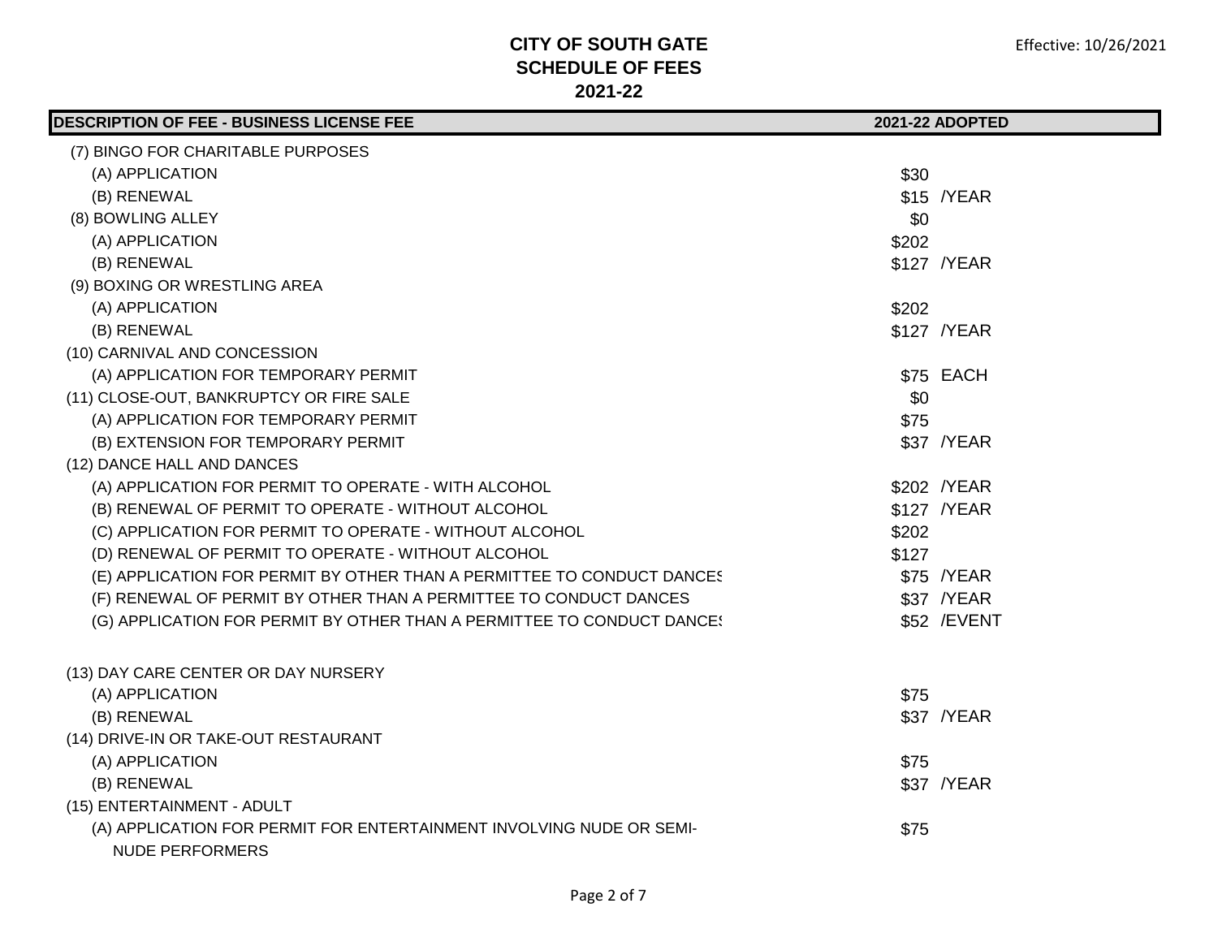# CITY OF SOUTH GATE
## SCHEDULE OF FEES
## 2021-22

Effective: 10/26/2021

| DESCRIPTION OF FEE - BUSINESS LICENSE FEE | 2021-22 ADOPTED | |
|---|---|---|
| (7) BINGO FOR CHARITABLE PURPOSES | | |
| (A) APPLICATION | $30 | |
| (B) RENEWAL | $15 | /YEAR |
| (8) BOWLING ALLEY | $0 | |
| (A) APPLICATION | $202 | |
| (B) RENEWAL | $127 | /YEAR |
| (9) BOXING OR WRESTLING AREA | | |
| (A) APPLICATION | $202 | |
| (B) RENEWAL | $127 | /YEAR |
| (10) CARNIVAL AND CONCESSION | | |
| (A) APPLICATION FOR TEMPORARY PERMIT | $75 | EACH |
| (11) CLOSE-OUT, BANKRUPTCY OR FIRE SALE | $0 | |
| (A) APPLICATION FOR TEMPORARY PERMIT | $75 | |
| (B) EXTENSION FOR TEMPORARY PERMIT | $37 | /YEAR |
| (12) DANCE HALL AND DANCES | | |
| (A) APPLICATION FOR PERMIT TO OPERATE - WITH ALCOHOL | $202 | /YEAR |
| (B) RENEWAL OF PERMIT TO OPERATE - WITHOUT ALCOHOL | $127 | /YEAR |
| (C) APPLICATION FOR PERMIT TO OPERATE - WITHOUT ALCOHOL | $202 | |
| (D) RENEWAL OF PERMIT TO OPERATE - WITHOUT ALCOHOL | $127 | |
| (E) APPLICATION FOR PERMIT BY OTHER THAN A PERMITTEE TO CONDUCT DANCES | $75 | /YEAR |
| (F) RENEWAL OF PERMIT BY OTHER THAN A PERMITTEE TO CONDUCT DANCES | $37 | /YEAR |
| (G) APPLICATION FOR PERMIT BY OTHER THAN A PERMITTEE TO CONDUCT DANCES | $52 | /EVENT |
| (13) DAY CARE CENTER OR DAY NURSERY | | |
| (A) APPLICATION | $75 | |
| (B) RENEWAL | $37 | /YEAR |
| (14) DRIVE-IN OR TAKE-OUT RESTAURANT | | |
| (A) APPLICATION | $75 | |
| (B) RENEWAL | $37 | /YEAR |
| (15) ENTERTAINMENT - ADULT | | |
| (A) APPLICATION FOR PERMIT FOR ENTERTAINMENT INVOLVING NUDE OR SEMI-NUDE PERFORMERS | $75 | |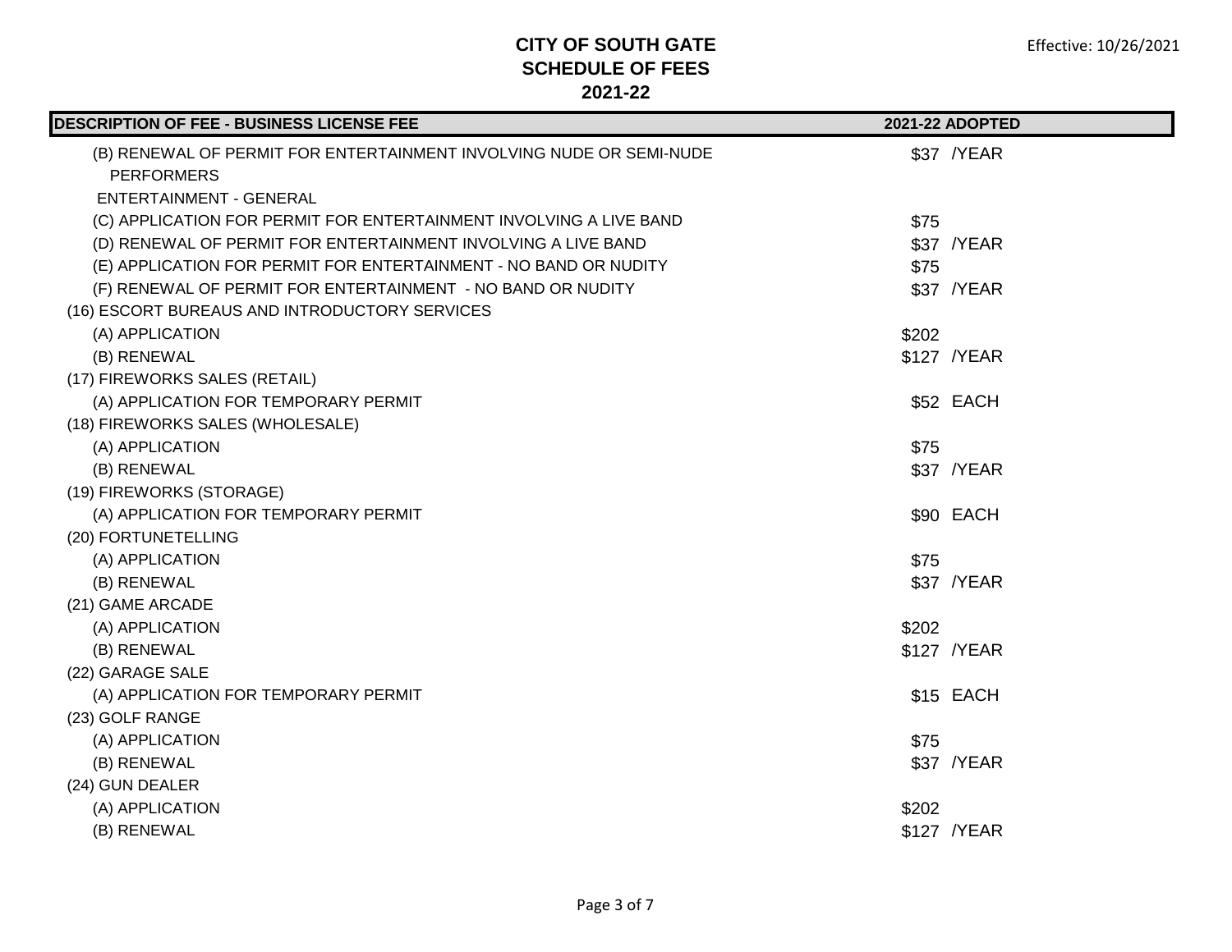# CITY OF SOUTH GATE
## SCHEDULE OF FEES
## 2021-22

Effective: 10/26/2021

| DESCRIPTION OF FEE - BUSINESS LICENSE FEE | 2021-22 ADOPTED |
| --- | --- |
| (B) RENEWAL OF PERMIT FOR ENTERTAINMENT INVOLVING NUDE OR SEMI-NUDE PERFORMERS | $37 /YEAR |
| ENTERTAINMENT - GENERAL | |
| (C) APPLICATION FOR PERMIT FOR ENTERTAINMENT INVOLVING A LIVE BAND | $75 |
| (D) RENEWAL OF PERMIT FOR ENTERTAINMENT INVOLVING A LIVE BAND | $37 /YEAR |
| (E) APPLICATION FOR PERMIT FOR ENTERTAINMENT - NO BAND OR NUDITY | $75 |
| (F) RENEWAL OF PERMIT FOR ENTERTAINMENT - NO BAND OR NUDITY | $37 /YEAR |
| (16) ESCORT BUREAUS AND INTRODUCTORY SERVICES | |
| (A) APPLICATION | $202 |
| (B) RENEWAL | $127 /YEAR |
| (17) FIREWORKS SALES (RETAIL) | |
| (A) APPLICATION FOR TEMPORARY PERMIT | $52 EACH |
| (18) FIREWORKS SALES (WHOLESALE) | |
| (A) APPLICATION | $75 |
| (B) RENEWAL | $37 /YEAR |
| (19) FIREWORKS (STORAGE) | |
| (A) APPLICATION FOR TEMPORARY PERMIT | $90 EACH |
| (20) FORTUNETELLING | |
| (A) APPLICATION | $75 |
| (B) RENEWAL | $37 /YEAR |
| (21) GAME ARCADE | |
| (A) APPLICATION | $202 |
| (B) RENEWAL | $127 /YEAR |
| (22) GARAGE SALE | |
| (A) APPLICATION FOR TEMPORARY PERMIT | $15 EACH |
| (23) GOLF RANGE | |
| (A) APPLICATION | $75 |
| (B) RENEWAL | $37 /YEAR |
| (24) GUN DEALER | |
| (A) APPLICATION | $202 |
| (B) RENEWAL | $127 /YEAR |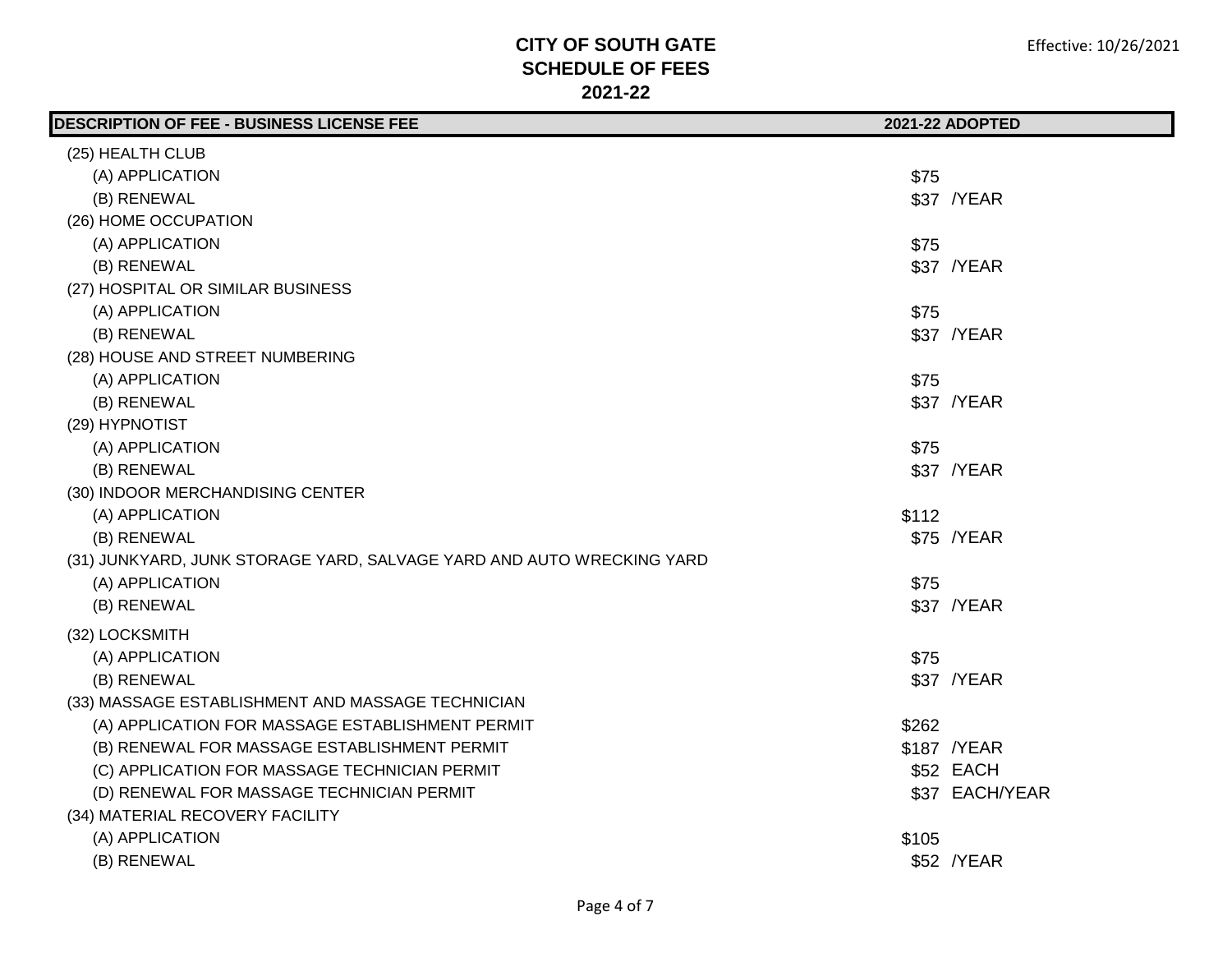# CITY OF SOUTH GATE
## SCHEDULE OF FEES
## 2021-22

Effective: 10/26/2021

| DESCRIPTION OF FEE - BUSINESS LICENSE FEE | 2021-22 ADOPTED |
|---|---|
| (25) HEALTH CLUB | |
| (A) APPLICATION | $75 |
| (B) RENEWAL | $37 /YEAR |
| (26) HOME OCCUPATION | |
| (A) APPLICATION | $75 |
| (B) RENEWAL | $37 /YEAR |
| (27) HOSPITAL OR SIMILAR BUSINESS | |
| (A) APPLICATION | $75 |
| (B) RENEWAL | $37 /YEAR |
| (28) HOUSE AND STREET NUMBERING | |
| (A) APPLICATION | $75 |
| (B) RENEWAL | $37 /YEAR |
| (29) HYPNOTIST | |
| (A) APPLICATION | $75 |
| (B) RENEWAL | $37 /YEAR |
| (30) INDOOR MERCHANDISING CENTER | |
| (A) APPLICATION | $112 |
| (B) RENEWAL | $75 /YEAR |
| (31) JUNKYARD, JUNK STORAGE YARD, SALVAGE YARD AND AUTO WRECKING YARD | |
| (A) APPLICATION | $75 |
| (B) RENEWAL | $37 /YEAR |
| (32) LOCKSMITH | |
| (A) APPLICATION | $75 |
| (B) RENEWAL | $37 /YEAR |
| (33) MASSAGE ESTABLISHMENT AND MASSAGE TECHNICIAN | |
| (A) APPLICATION FOR MASSAGE ESTABLISHMENT PERMIT | $262 |
| (B) RENEWAL FOR MASSAGE ESTABLISHMENT PERMIT | $187 /YEAR |
| (C) APPLICATION FOR MASSAGE TECHNICIAN PERMIT | $52 EACH |
| (D) RENEWAL FOR MASSAGE TECHNICIAN PERMIT | $37 EACH/YEAR |
| (34) MATERIAL RECOVERY FACILITY | |
| (A) APPLICATION | $105 |
| (B) RENEWAL | $52 /YEAR |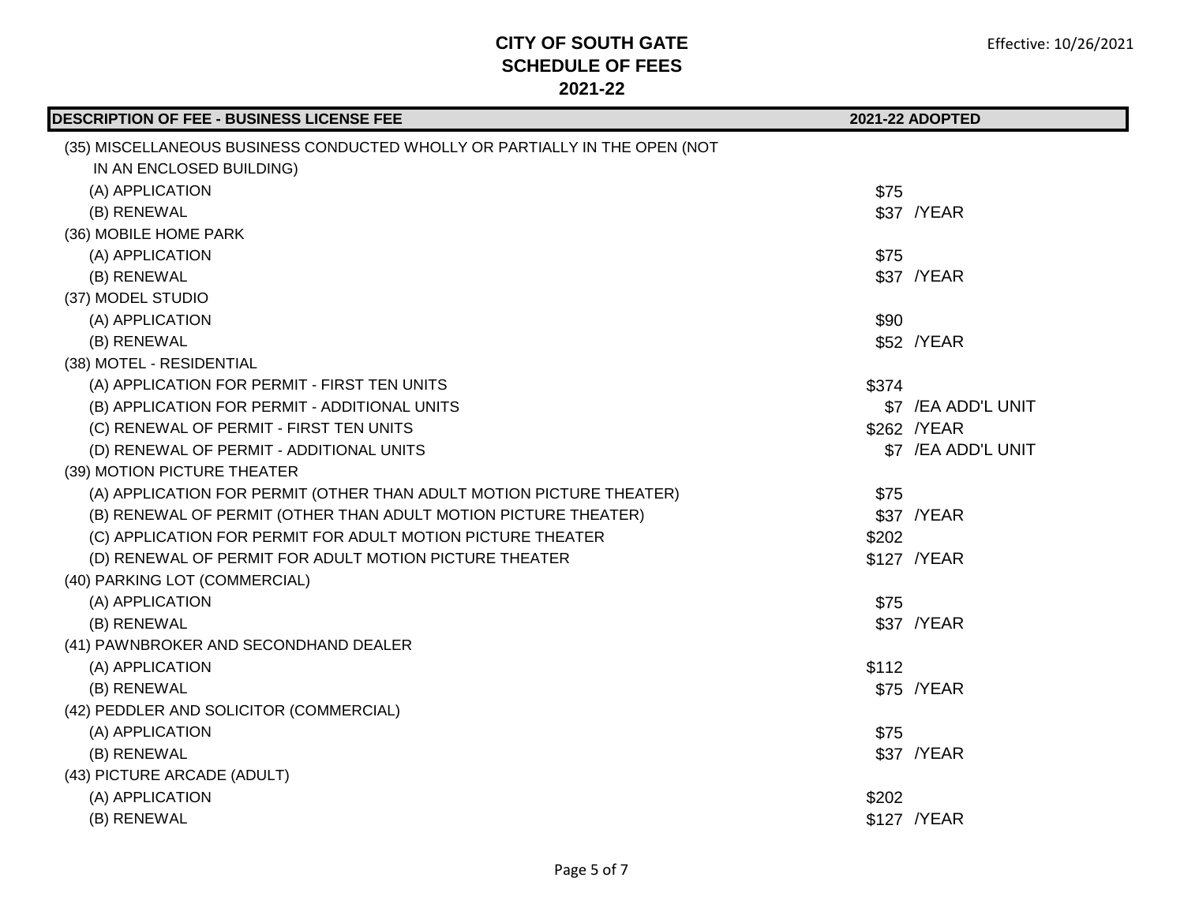# CITY OF SOUTH GATE
## SCHEDULE OF FEES
## 2021-22

Effective: 10/26/2021

| DESCRIPTION OF FEE - BUSINESS LICENSE FEE | 2021-22 ADOPTED | |
|---|---|---|
| (35) MISCELLANEOUS BUSINESS CONDUCTED WHOLLY OR PARTIALLY IN THE OPEN (NOT IN AN ENCLOSED BUILDING) | | |
| (A) APPLICATION | $75 | |
| (B) RENEWAL | $37 | /YEAR |
| (36) MOBILE HOME PARK | | |
| (A) APPLICATION | $75 | |
| (B) RENEWAL | $37 | /YEAR |
| (37) MODEL STUDIO | | |
| (A) APPLICATION | $90 | |
| (B) RENEWAL | $52 | /YEAR |
| (38) MOTEL - RESIDENTIAL | | |
| (A) APPLICATION FOR PERMIT - FIRST TEN UNITS | $374 | |
| (B) APPLICATION FOR PERMIT - ADDITIONAL UNITS | $7 | /EA ADD'L UNIT |
| (C) RENEWAL OF PERMIT - FIRST TEN UNITS | $262 | /YEAR |
| (D) RENEWAL OF PERMIT - ADDITIONAL UNITS | $7 | /EA ADD'L UNIT |
| (39) MOTION PICTURE THEATER | | |
| (A) APPLICATION FOR PERMIT (OTHER THAN ADULT MOTION PICTURE THEATER) | $75 | |
| (B) RENEWAL OF PERMIT (OTHER THAN ADULT MOTION PICTURE THEATER) | $37 | /YEAR |
| (C) APPLICATION FOR PERMIT FOR ADULT MOTION PICTURE THEATER | $202 | |
| (D) RENEWAL OF PERMIT FOR ADULT MOTION PICTURE THEATER | $127 | /YEAR |
| (40) PARKING LOT (COMMERCIAL) | | |
| (A) APPLICATION | $75 | |
| (B) RENEWAL | $37 | /YEAR |
| (41) PAWNBROKER AND SECONDHAND DEALER | | |
| (A) APPLICATION | $112 | |
| (B) RENEWAL | $75 | /YEAR |
| (42) PEDDLER AND SOLICITOR (COMMERCIAL) | | |
| (A) APPLICATION | $75 | |
| (B) RENEWAL | $37 | /YEAR |
| (43) PICTURE ARCADE (ADULT) | | |
| (A) APPLICATION | $202 | |
| (B) RENEWAL | $127 | /YEAR |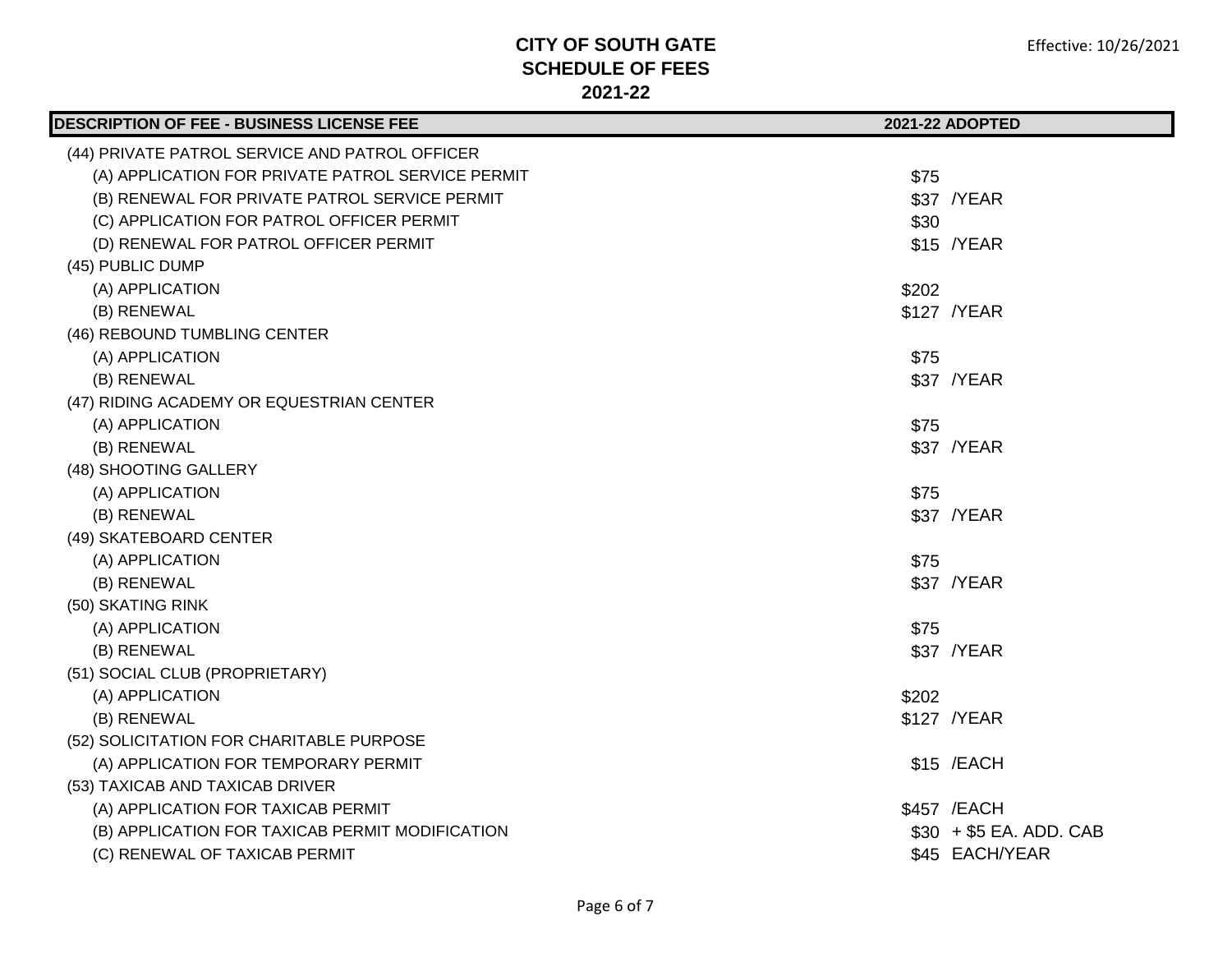# CITY OF SOUTH GATE
## SCHEDULE OF FEES
## 2021-22

Effective: 10/26/2021

| DESCRIPTION OF FEE - BUSINESS LICENSE FEE | 2021-22 ADOPTED |
|---|---|
| (44) PRIVATE PATROL SERVICE AND PATROL OFFICER | |
| (A) APPLICATION FOR PRIVATE PATROL SERVICE PERMIT | $75 |
| (B) RENEWAL FOR PRIVATE PATROL SERVICE PERMIT | $37 /YEAR |
| (C) APPLICATION FOR PATROL OFFICER PERMIT | $30 |
| (D) RENEWAL FOR PATROL OFFICER PERMIT | $15 /YEAR |
| (45) PUBLIC DUMP | |
| (A) APPLICATION | $202 |
| (B) RENEWAL | $127 /YEAR |
| (46) REBOUND TUMBLING CENTER | |
| (A) APPLICATION | $75 |
| (B) RENEWAL | $37 /YEAR |
| (47) RIDING ACADEMY OR EQUESTRIAN CENTER | |
| (A) APPLICATION | $75 |
| (B) RENEWAL | $37 /YEAR |
| (48) SHOOTING GALLERY | |
| (A) APPLICATION | $75 |
| (B) RENEWAL | $37 /YEAR |
| (49) SKATEBOARD CENTER | |
| (A) APPLICATION | $75 |
| (B) RENEWAL | $37 /YEAR |
| (50) SKATING RINK | |
| (A) APPLICATION | $75 |
| (B) RENEWAL | $37 /YEAR |
| (51) SOCIAL CLUB (PROPRIETARY) | |
| (A) APPLICATION | $202 |
| (B) RENEWAL | $127 /YEAR |
| (52) SOLICITATION FOR CHARITABLE PURPOSE | |
| (A) APPLICATION FOR TEMPORARY PERMIT | $15 /EACH |
| (53) TAXICAB AND TAXICAB DRIVER | |
| (A) APPLICATION FOR TAXICAB PERMIT | $457 /EACH |
| (B) APPLICATION FOR TAXICAB PERMIT MODIFICATION | $30 + $5 EA. ADD. CAB |
| (C) RENEWAL OF TAXICAB PERMIT | $45 EACH/YEAR |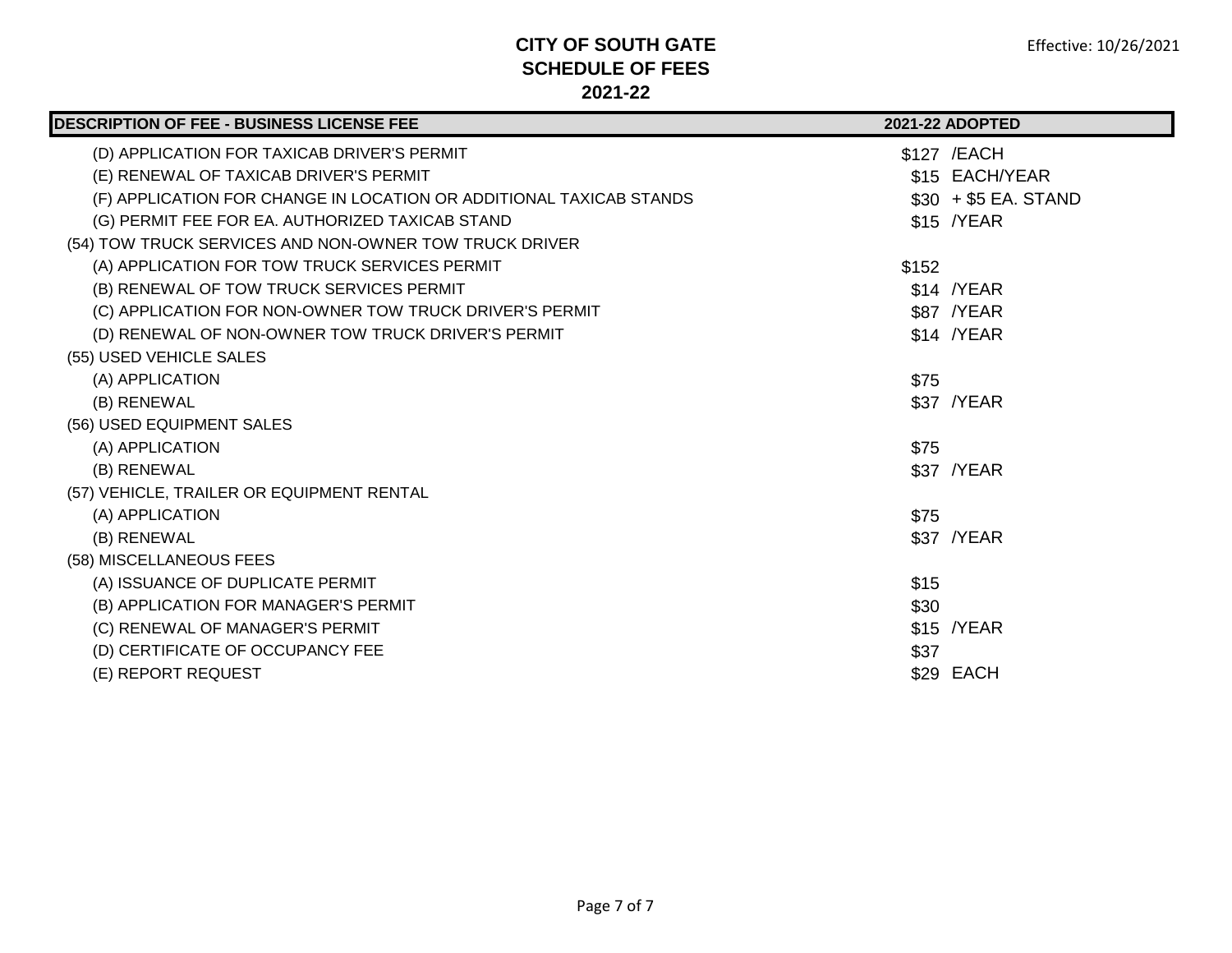# CITY OF SOUTH GATE
## SCHEDULE OF FEES
### 2021-22

Effective: 10/26/2021

| DESCRIPTION OF FEE - BUSINESS LICENSE FEE | 2021-22 ADOPTED | |
|---|---|---|
| (D) APPLICATION FOR TAXICAB DRIVER'S PERMIT | $127 | /EACH |
| (E) RENEWAL OF TAXICAB DRIVER'S PERMIT | $15 | EACH/YEAR |
| (F) APPLICATION FOR CHANGE IN LOCATION OR ADDITIONAL TAXICAB STANDS | $30 | + $5 EA. STAND |
| (G) PERMIT FEE FOR EA. AUTHORIZED TAXICAB STAND | $15 | /YEAR |
| (54) TOW TRUCK SERVICES AND NON-OWNER TOW TRUCK DRIVER | | |
| (A) APPLICATION FOR TOW TRUCK SERVICES PERMIT | $152 | |
| (B) RENEWAL OF TOW TRUCK SERVICES PERMIT | $14 | /YEAR |
| (C) APPLICATION FOR NON-OWNER TOW TRUCK DRIVER'S PERMIT | $87 | /YEAR |
| (D) RENEWAL OF NON-OWNER TOW TRUCK DRIVER'S PERMIT | $14 | /YEAR |
| (55) USED VEHICLE SALES | | |
| (A) APPLICATION | $75 | |
| (B) RENEWAL | $37 | /YEAR |
| (56) USED EQUIPMENT SALES | | |
| (A) APPLICATION | $75 | |
| (B) RENEWAL | $37 | /YEAR |
| (57) VEHICLE, TRAILER OR EQUIPMENT RENTAL | | |
| (A) APPLICATION | $75 | |
| (B) RENEWAL | $37 | /YEAR |
| (58) MISCELLANEOUS FEES | | |
| (A) ISSUANCE OF DUPLICATE PERMIT | $15 | |
| (B) APPLICATION FOR MANAGER'S PERMIT | $30 | |
| (C) RENEWAL OF MANAGER'S PERMIT | $15 | /YEAR |
| (D) CERTIFICATE OF OCCUPANCY FEE | $37 | |
| (E) REPORT REQUEST | $29 | EACH |